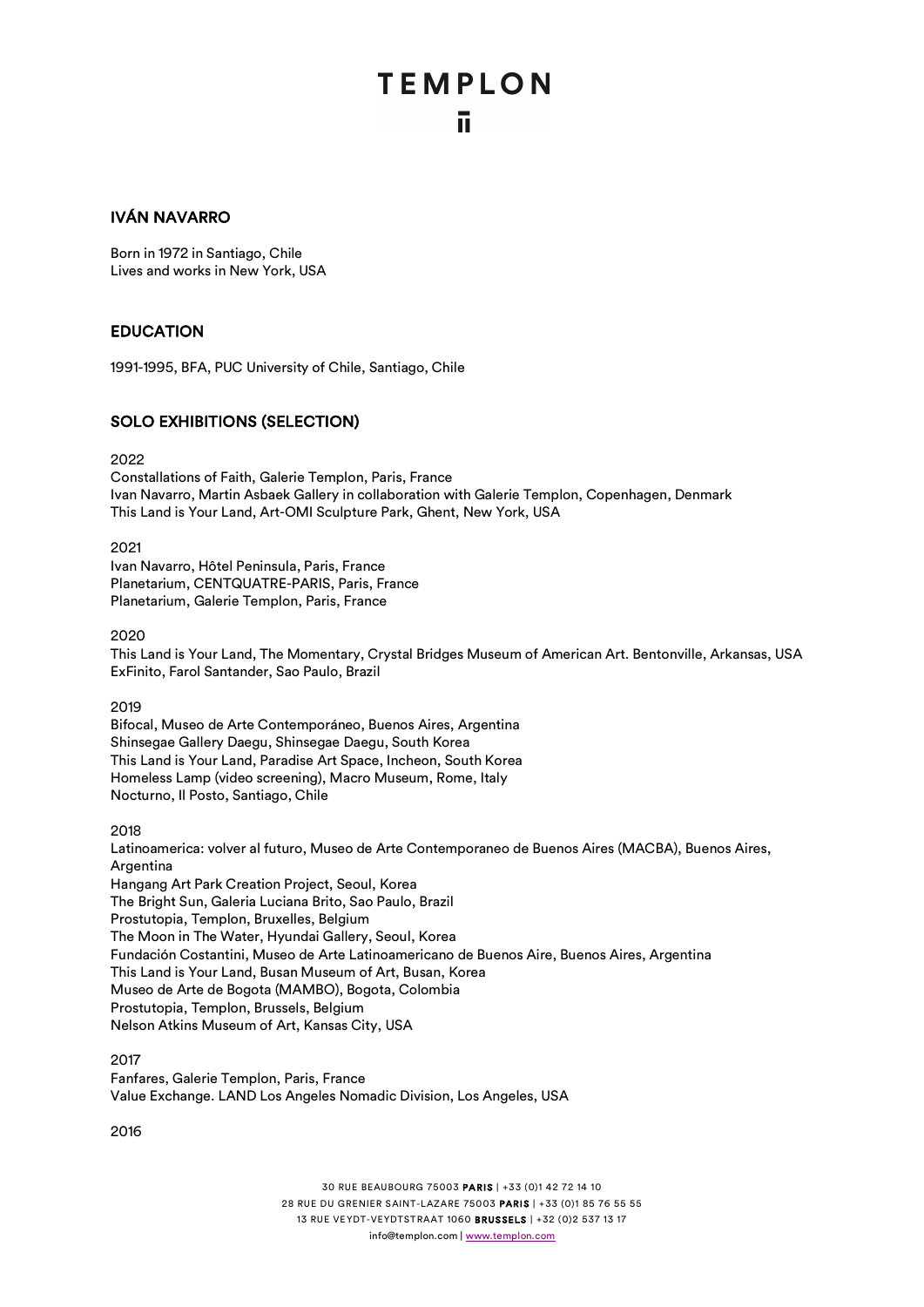# IVÁN NAVARRO

Born in 1972 in Santiago, Chile
Lives and works in New York, USA

## EDUCATION

1991-1995, BFA, PUC University of Chile, Santiago, Chile

## SOLO EXHIBITIONS (SELECTION)

2022
Constellations of Faith, Galerie Templon, Paris, France
Ivan Navarro, Martin Asbaek Gallery in collaboration with Galerie Templon, Copenhagen, Denmark
This Land is Your Land, Art-OMI Sculpture Park, Ghent, New York, USA

2021
Ivan Navarro, Hôtel Peninsula, Paris, France
Planetarium, CENTQUATRE-PARIS, Paris, France
Planetarium, Galerie Templon, Paris, France

2020
This Land is Your Land, The Momentary, Crystal Bridges Museum of American Art. Bentonville, Arkansas, USA
ExFinito, Farol Santander, Sao Paulo, Brazil

2019
Bifocal, Museo de Arte Contemporáneo, Buenos Aires, Argentina
Shinsegae Gallery Daegu, Shinsegae Daegu, South Korea
This Land is Your Land, Paradise Art Space, Incheon, South Korea
Homeless Lamp (video screening), Macro Museum, Rome, Italy
Nocturno, Il Posto, Santiago, Chile

2018
Latinoamerica: volver al futuro, Museo de Arte Contemporaneo de Buenos Aires (MACBA), Buenos Aires, Argentina
Hangang Art Park Creation Project, Seoul, Korea
The Bright Sun, Galeria Luciana Brito, Sao Paulo, Brazil
Prostutopia, Templon, Bruxelles, Belgium
The Moon in The Water, Hyundai Gallery, Seoul, Korea
Fundación Costantini, Museo de Arte Latinoamericano de Buenos Aire, Buenos Aires, Argentina
This Land is Your Land, Busan Museum of Art, Busan, Korea
Museo de Arte de Bogota (MAMBO), Bogota, Colombia
Prostutopia, Templon, Brussels, Belgium
Nelson Atkins Museum of Art, Kansas City, USA

2017
Fanfares, Galerie Templon, Paris, France
Value Exchange. LAND Los Angeles Nomadic Division, Los Angeles, USA

2016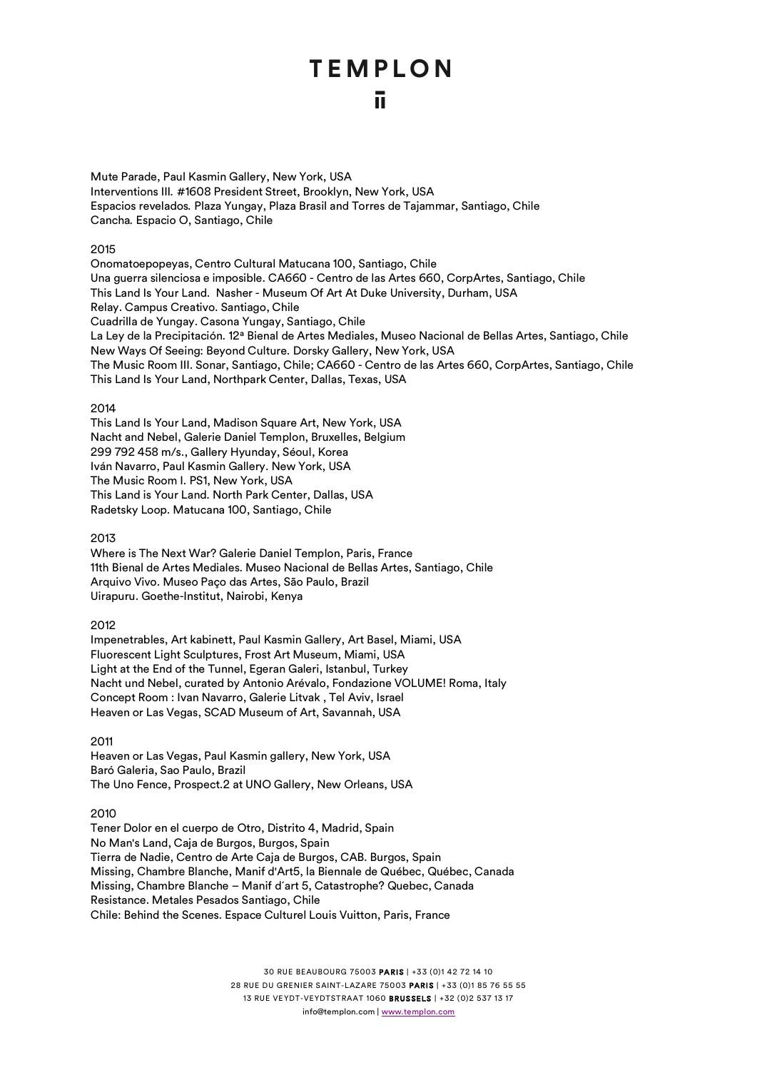Mute Parade, Paul Kasmin Gallery, New York, USA
Interventions III. #1608 President Street, Brooklyn, New York, USA
Espacios revelados. Plaza Yungay, Plaza Brasil and Torres de Tajammar, Santiago, Chile
Cancha. Espacio O, Santiago, Chile

2015
Onomatoepopeyas, Centro Cultural Matucana 100, Santiago, Chile
Una guerra silenciosa e imposible. CA660 - Centro de las Artes 660, CorpArtes, Santiago, Chile
This Land Is Your Land. Nasher - Museum Of Art At Duke University, Durham, USA
Relay. Campus Creativo. Santiago, Chile
Cuadrilla de Yungay. Casona Yungay, Santiago, Chile
La Ley de la Precipitación. 12ª Bienal de Artes Mediales, Museo Nacional de Bellas Artes, Santiago, Chile
New Ways Of Seeing: Beyond Culture. Dorsky Gallery, New York, USA
The Music Room III. Sonar, Santiago, Chile; CA660 - Centro de las Artes 660, CorpArtes, Santiago, Chile
This Land Is Your Land, Northpark Center, Dallas, Texas, USA

2014
This Land Is Your Land, Madison Square Art, New York, USA
Nacht and Nebel, Galerie Daniel Templon, Bruxelles, Belgium
299 792 458 m/s., Gallery Hyunday, Séoul, Korea
Iván Navarro, Paul Kasmin Gallery. New York, USA
The Music Room I. PS1, New York, USA
This Land is Your Land. North Park Center, Dallas, USA
Radetsky Loop. Matucana 100, Santiago, Chile

2013
Where is The Next War? Galerie Daniel Templon, Paris, France
11th Bienal de Artes Mediales. Museo Nacional de Bellas Artes, Santiago, Chile
Arquivo Vivo. Museo Paço das Artes, São Paulo, Brazil
Uirapuru. Goethe-Institut, Nairobi, Kenya

2012
Impenetrables, Art kabinett, Paul Kasmin Gallery, Art Basel, Miami, USA
Fluorescent Light Sculptures, Frost Art Museum, Miami, USA
Light at the End of the Tunnel, Egeran Galeri, Istanbul, Turkey
Nacht und Nebel, curated by Antonio Arévalo, Fondazione VOLUME! Roma, Italy
Concept Room : Ivan Navarro, Galerie Litvak , Tel Aviv, Israel
Heaven or Las Vegas, SCAD Museum of Art, Savannah, USA

2011
Heaven or Las Vegas, Paul Kasmin gallery, New York, USA
Baró Galeria, Sao Paulo, Brazil
The Uno Fence, Prospect.2 at UNO Gallery, New Orleans, USA

2010
Tener Dolor en el cuerpo de Otro, Distrito 4, Madrid, Spain
No Man's Land, Caja de Burgos, Burgos, Spain
Tierra de Nadie, Centro de Arte Caja de Burgos, CAB. Burgos, Spain
Missing, Chambre Blanche, Manif d'Art5, la Biennale de Québec, Québec, Canada
Missing, Chambre Blanche – Manif d´art 5, Catastrophe? Quebec, Canada
Resistance. Metales Pesados Santiago, Chile
Chile: Behind the Scenes. Espace Culturel Louis Vuitton, Paris, France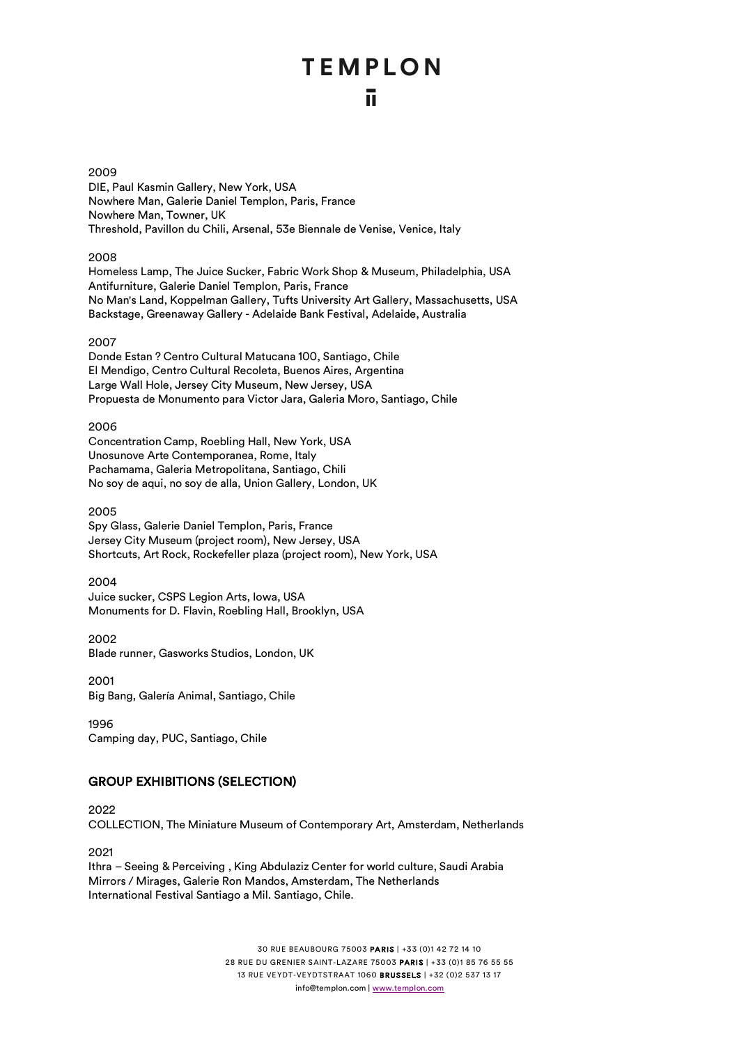2009

DIE, Paul Kasmin Gallery, New York, USA
Nowhere Man, Galerie Daniel Templon, Paris, France
Nowhere Man, Towner, UK
Threshold, Pavillon du Chili, Arsenal, 53e Biennale de Venise, Venice, Italy

2008

Homeless Lamp, The Juice Sucker, Fabric Work Shop & Museum, Philadelphia, USA
Antifurniture, Galerie Daniel Templon, Paris, France
No Man's Land, Koppelman Gallery, Tufts University Art Gallery, Massachusetts, USA
Backstage, Greenaway Gallery - Adelaide Bank Festival, Adelaide, Australia

2007

Donde Estan ? Centro Cultural Matucana 100, Santiago, Chile
El Mendigo, Centro Cultural Recoleta, Buenos Aires, Argentina
Large Wall Hole, Jersey City Museum, New Jersey, USA
Propuesta de Monumento para Victor Jara, Galeria Moro, Santiago, Chile

2006

Concentration Camp, Roebling Hall, New York, USA
Unosunove Arte Contemporanea, Rome, Italy
Pachamama, Galeria Metropolitana, Santiago, Chili
No soy de aqui, no soy de alla, Union Gallery, London, UK

2005

Spy Glass, Galerie Daniel Templon, Paris, France
Jersey City Museum (project room), New Jersey, USA
Shortcuts, Art Rock, Rockefeller plaza (project room), New York, USA

2004

Juice sucker, CSPS Legion Arts, Iowa, USA
Monuments for D. Flavin, Roebling Hall, Brooklyn, USA

2002

Blade runner, Gasworks Studios, London, UK

2001

Big Bang, Galería Animal, Santiago, Chile

1996

Camping day, PUC, Santiago, Chile

## GROUP EXHIBITIONS (SELECTION)

2022

COLLECTION, The Miniature Museum of Contemporary Art, Amsterdam, Netherlands

2021

Ithra – Seeing & Perceiving , King Abdulaziz Center for world culture, Saudi Arabia
Mirrors / Mirages, Galerie Ron Mandos, Amsterdam, The Netherlands
International Festival Santiago a Mil. Santiago, Chile.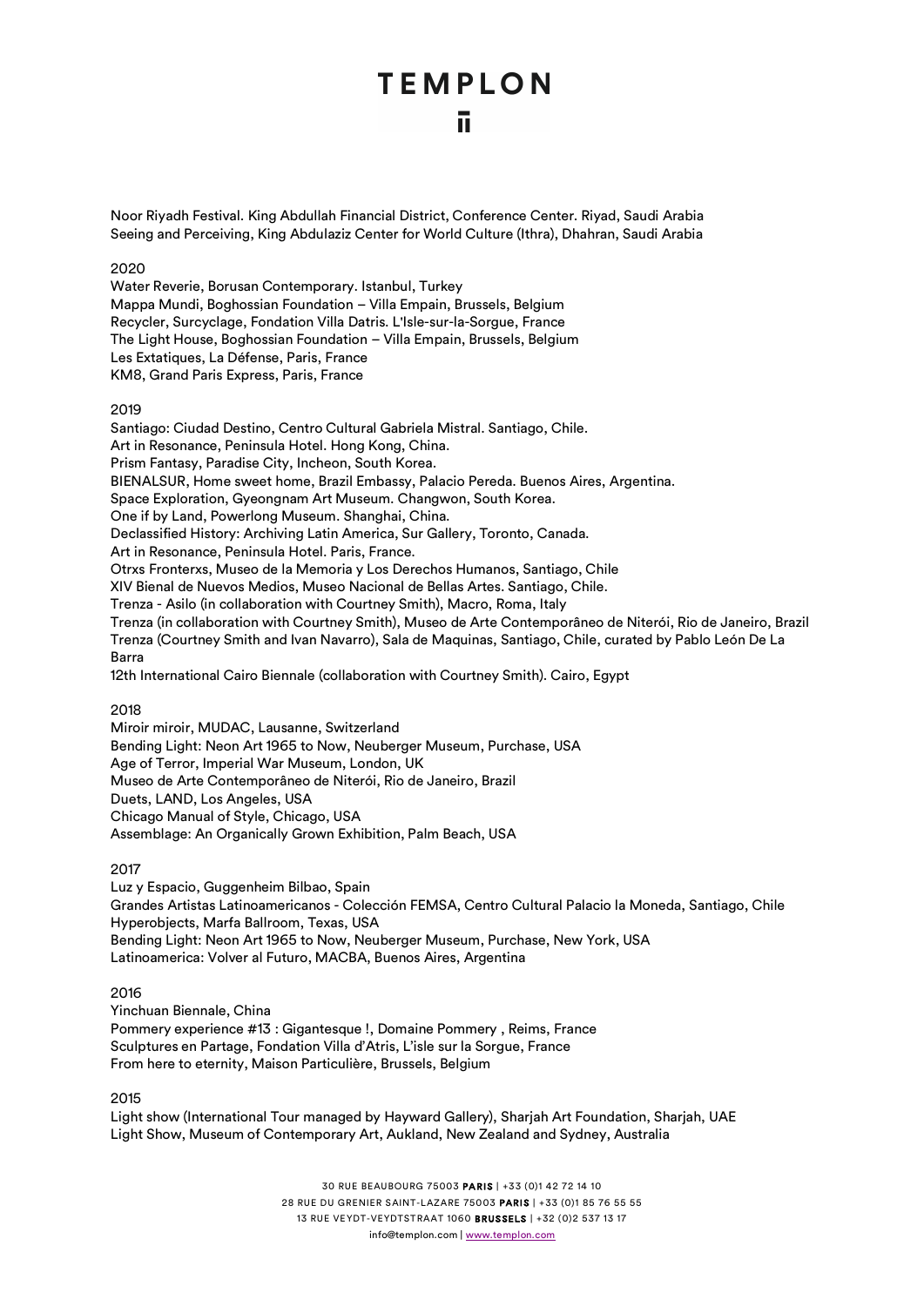Noor Riyadh Festival. King Abdullah Financial District, Conference Center. Riyad, Saudi Arabia
Seeing and Perceiving, King Abdulaziz Center for World Culture (Ithra), Dhahran, Saudi Arabia

2020

Water Reverie, Borusan Contemporary. Istanbul, Turkey
Mappa Mundi, Boghossian Foundation – Villa Empain, Brussels, Belgium
Recycler, Surcyclage, Fondation Villa Datris. L'Isle-sur-la-Sorgue, France
The Light House, Boghossian Foundation – Villa Empain, Brussels, Belgium
Les Extatiques, La Défense, Paris, France
KM8, Grand Paris Express, Paris, France

2019

Santiago: Ciudad Destino, Centro Cultural Gabriela Mistral. Santiago, Chile.
Art in Resonance, Peninsula Hotel. Hong Kong, China.
Prism Fantasy, Paradise City, Incheon, South Korea.
BIENALSUR, Home sweet home, Brazil Embassy, Palacio Pereda. Buenos Aires, Argentina.
Space Exploration, Gyeongnam Art Museum. Changwon, South Korea.
One if by Land, Powerlong Museum. Shanghai, China.
Declassified History: Archiving Latin America, Sur Gallery, Toronto, Canada.
Art in Resonance, Peninsula Hotel. Paris, France.
Otrxs Fronterxs, Museo de la Memoria y Los Derechos Humanos, Santiago, Chile
XIV Bienal de Nuevos Medios, Museo Nacional de Bellas Artes. Santiago, Chile.
Trenza - Asilo (in collaboration with Courtney Smith), Macro, Roma, Italy
Trenza (in collaboration with Courtney Smith), Museo de Arte Contemporâneo de Niterói, Rio de Janeiro, Brazil
Trenza (Courtney Smith and Ivan Navarro), Sala de Maquinas, Santiago, Chile, curated by Pablo León De La Barra
12th International Cairo Biennale (collaboration with Courtney Smith). Cairo, Egypt

2018

Miroir miroir, MUDAC, Lausanne, Switzerland
Bending Light: Neon Art 1965 to Now, Neuberger Museum, Purchase, USA
Age of Terror, Imperial War Museum, London, UK
Museo de Arte Contemporâneo de Niterói, Rio de Janeiro, Brazil
Duets, LAND, Los Angeles, USA
Chicago Manual of Style, Chicago, USA
Assemblage: An Organically Grown Exhibition, Palm Beach, USA

2017

Luz y Espacio, Guggenheim Bilbao, Spain
Grandes Artistas Latinoamericanos - Colección FEMSA, Centro Cultural Palacio la Moneda, Santiago, Chile
Hyperobjects, Marfa Ballroom, Texas, USA
Bending Light: Neon Art 1965 to Now, Neuberger Museum, Purchase, New York, USA
Latinoamerica: Volver al Futuro, MACBA, Buenos Aires, Argentina

2016

Yinchuan Biennale, China
Pommery experience #13 : Gigantesque !, Domaine Pommery , Reims, France
Sculptures en Partage, Fondation Villa d'Atris, L'isle sur la Sorgue, France
From here to eternity, Maison Particulière, Brussels, Belgium

2015

Light show (International Tour managed by Hayward Gallery), Sharjah Art Foundation, Sharjah, UAE
Light Show, Museum of Contemporary Art, Aukland, New Zealand and Sydney, Australia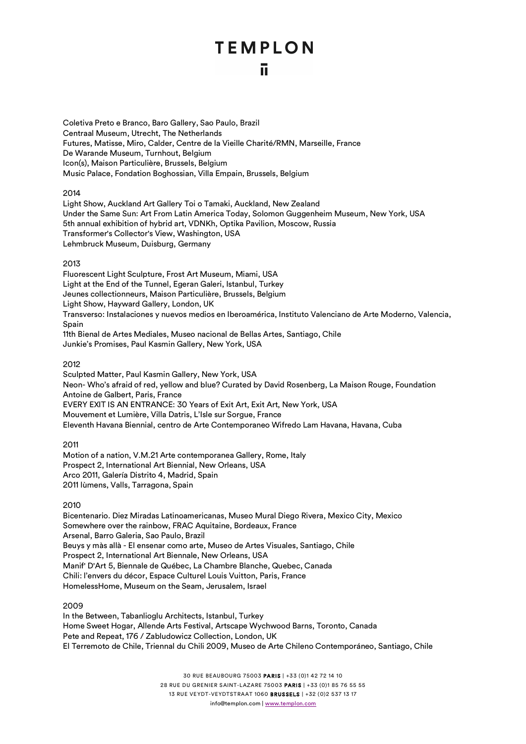Coletiva Preto e Branco, Baro Gallery, Sao Paulo, Brazil
Centraal Museum, Utrecht, The Netherlands
Futures, Matisse, Miro, Calder, Centre de la Vieille Charité/RMN, Marseille, France
De Warande Museum, Turnhout, Belgium
Icon(s), Maison Particulière, Brussels, Belgium
Music Palace, Fondation Boghossian, Villa Empain, Brussels, Belgium

2014

Light Show, Auckland Art Gallery Toi o Tamaki, Auckland, New Zealand
Under the Same Sun: Art From Latin America Today, Solomon Guggenheim Museum, New York, USA
5th annual exhibition of hybrid art, VDNKh, Optika Pavilion, Moscow, Russia
Transformer's Collector's View, Washington, USA
Lehmbruck Museum, Duisburg, Germany

2013

Fluorescent Light Sculpture, Frost Art Museum, Miami, USA
Light at the End of the Tunnel, Egeran Galeri, Istanbul, Turkey
Jeunes collectionneurs, Maison Particulière, Brussels, Belgium
Light Show, Hayward Gallery, London, UK
Transverso: Instalaciones y nuevos medios en Iberoamérica, Instituto Valenciano de Arte Moderno, Valencia, Spain
11th Bienal de Artes Mediales, Museo nacional de Bellas Artes, Santiago, Chile
Junkie's Promises, Paul Kasmin Gallery, New York, USA

2012

Sculpted Matter, Paul Kasmin Gallery, New York, USA
Neon- Who's afraid of red, yellow and blue? Curated by David Rosenberg, La Maison Rouge, Foundation Antoine de Galbert, Paris, France
EVERY EXIT IS AN ENTRANCE: 30 Years of Exit Art, Exit Art, New York, USA
Mouvement et Lumière, Villa Datris, L'Isle sur Sorgue, France
Eleventh Havana Biennial, centro de Arte Contemporaneo Wifredo Lam Havana, Havana, Cuba

2011

Motion of a nation, V.M.21 Arte contemporanea Gallery, Rome, Italy
Prospect 2, International Art Biennial, New Orleans, USA
Arco 2011, Galería Distrito 4, Madrid, Spain
2011 lùmens, Valls, Tarragona, Spain

2010

Bicentenario. Diez Miradas Latinoamericanas, Museo Mural Diego Rivera, Mexico City, Mexico
Somewhere over the rainbow, FRAC Aquitaine, Bordeaux, France
Arsenal, Barro Galeria, Sao Paulo, Brazil
Beuys y màs allà - El ensenar como arte, Museo de Artes Visuales, Santiago, Chile
Prospect 2, International Art Biennale, New Orleans, USA
Manif' D'Art 5, Biennale de Québec, La Chambre Blanche, Quebec, Canada
Chili: l'envers du décor, Espace Culturel Louis Vuitton, Paris, France
HomelessHome, Museum on the Seam, Jerusalem, Israel

2009

In the Between, Tabanlioglu Architects, Istanbul, Turkey
Home Sweet Hogar, Allende Arts Festival, Artscape Wychwood Barns, Toronto, Canada
Pete and Repeat, 176 / Zabludowicz Collection, London, UK
El Terremoto de Chile, Triennal du Chili 2009, Museo de Arte Chileno Contemporáneo, Santiago, Chile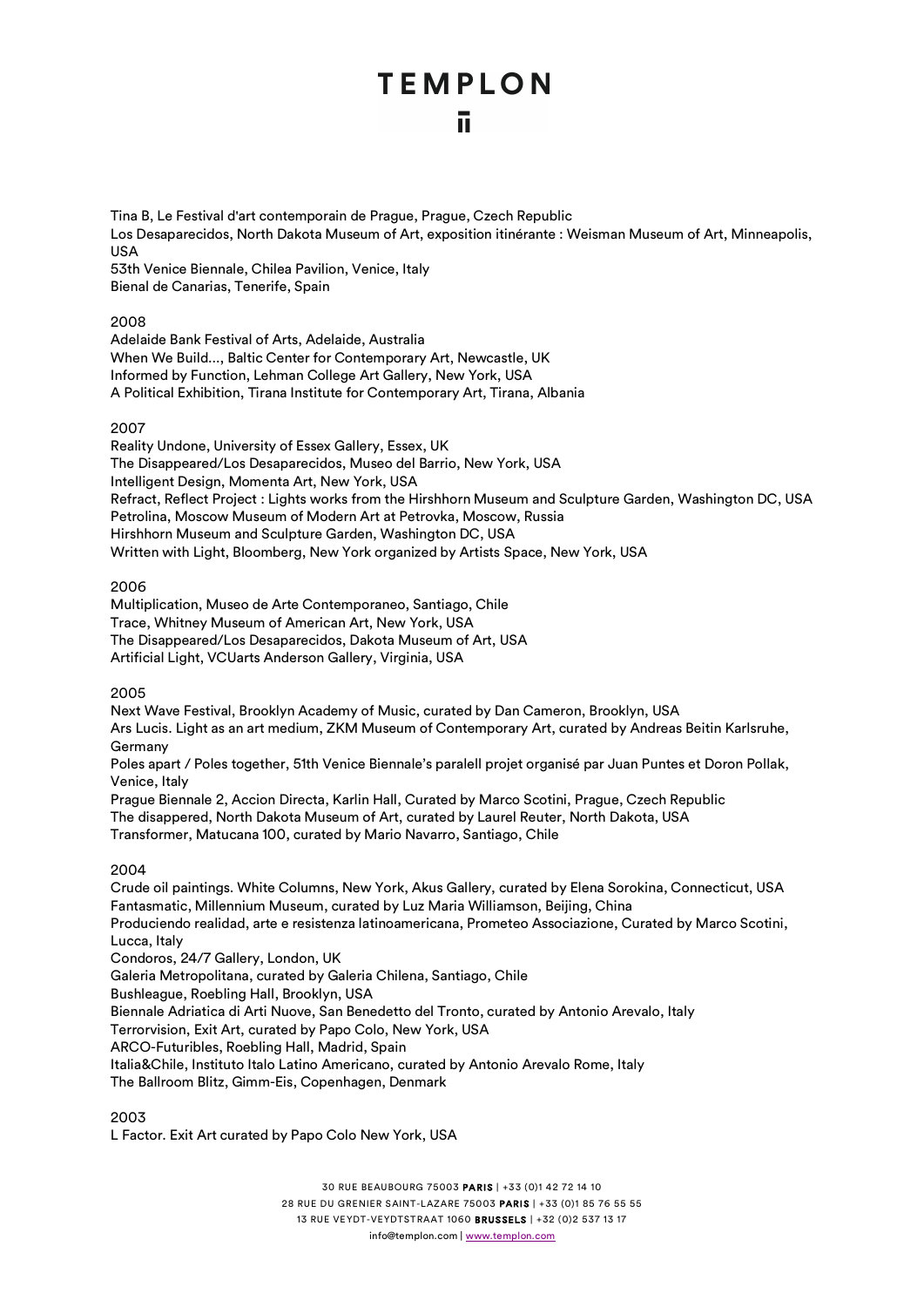Tina B, Le Festival d'art contemporain de Prague, Prague, Czech Republic
Los Desaparecidos, North Dakota Museum of Art, exposition itinérante : Weisman Museum of Art, Minneapolis, USA
53th Venice Biennale, Chilea Pavilion, Venice, Italy
Bienal de Canarias, Tenerife, Spain

2008
Adelaide Bank Festival of Arts, Adelaide, Australia
When We Build..., Baltic Center for Contemporary Art, Newcastle, UK
Informed by Function, Lehman College Art Gallery, New York, USA
A Political Exhibition, Tirana Institute for Contemporary Art, Tirana, Albania

2007
Reality Undone, University of Essex Gallery, Essex, UK
The Disappeared/Los Desaparecidos, Museo del Barrio, New York, USA
Intelligent Design, Momenta Art, New York, USA
Refract, Reflect Project : Lights works from the Hirshhorn Museum and Sculpture Garden, Washington DC, USA
Petrolina, Moscow Museum of Modern Art at Petrovka, Moscow, Russia
Hirshhorn Museum and Sculpture Garden, Washington DC, USA
Written with Light, Bloomberg, New York organized by Artists Space, New York, USA

2006
Multiplication, Museo de Arte Contemporaneo, Santiago, Chile
Trace, Whitney Museum of American Art, New York, USA
The Disappeared/Los Desaparecidos, Dakota Museum of Art, USA
Artificial Light, VCUarts Anderson Gallery, Virginia, USA

2005
Next Wave Festival, Brooklyn Academy of Music, curated by Dan Cameron, Brooklyn, USA
Ars Lucis. Light as an art medium, ZKM Museum of Contemporary Art, curated by Andreas Beitin Karlsruhe, Germany
Poles apart / Poles together, 51th Venice Biennale's paralell projet organisé par Juan Puntes et Doron Pollak, Venice, Italy
Prague Biennale 2, Accion Directa, Karlin Hall, Curated by Marco Scotini, Prague, Czech Republic
The disappered, North Dakota Museum of Art, curated by Laurel Reuter, North Dakota, USA
Transformer, Matucana 100, curated by Mario Navarro, Santiago, Chile

2004
Crude oil paintings. White Columns, New York, Akus Gallery, curated by Elena Sorokina, Connecticut, USA
Fantasmatic, Millennium Museum, curated by Luz Maria Williamson, Beijing, China
Produciendo realidad, arte e resistenza latinoamericana, Prometeo Associazione, Curated by Marco Scotini, Lucca, Italy
Condoros, 24/7 Gallery, London, UK
Galeria Metropolitana, curated by Galeria Chilena, Santiago, Chile
Bushleague, Roebling Hall, Brooklyn, USA
Biennale Adriatica di Arti Nuove, San Benedetto del Tronto, curated by Antonio Arevalo, Italy
Terrorvision, Exit Art, curated by Papo Colo, New York, USA
ARCO-Futuribles, Roebling Hall, Madrid, Spain
Italia&Chile, Instituto Italo Latino Americano, curated by Antonio Arevalo Rome, Italy
The Ballroom Blitz, Gimm-Eis, Copenhagen, Denmark

2003
L Factor. Exit Art curated by Papo Colo New York, USA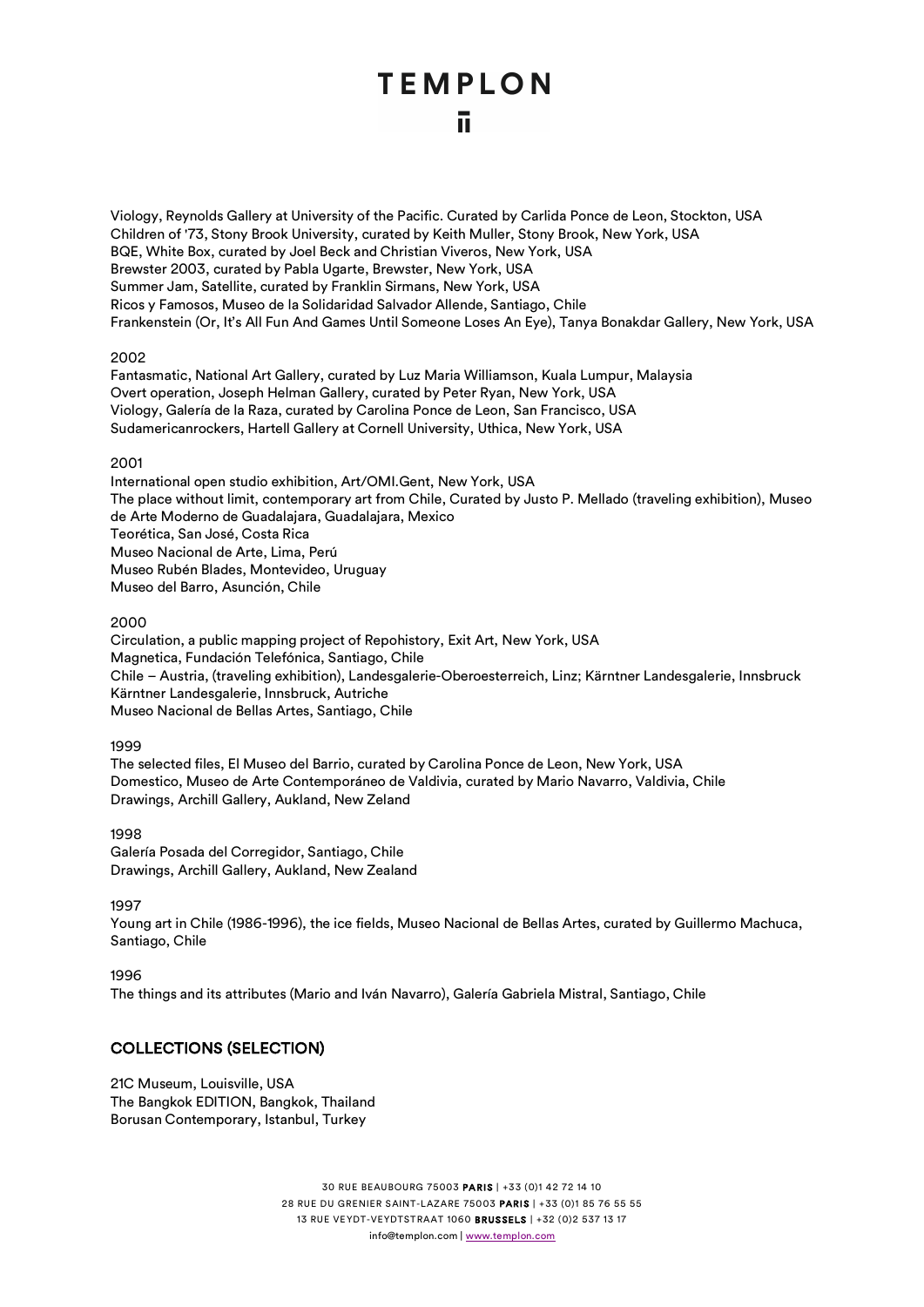Viology, Reynolds Gallery at University of the Pacific. Curated by Carlida Ponce de Leon, Stockton, USA
Children of '73, Stony Brook University, curated by Keith Muller, Stony Brook, New York, USA
BQE, White Box, curated by Joel Beck and Christian Viveros, New York, USA
Brewster 2003, curated by Pabla Ugarte, Brewster, New York, USA
Summer Jam, Satellite, curated by Franklin Sirmans, New York, USA
Ricos y Famosos, Museo de la Solidaridad Salvador Allende, Santiago, Chile
Frankenstein (Or, It's All Fun And Games Until Someone Loses An Eye), Tanya Bonakdar Gallery, New York, USA

2002
Fantasmatic, National Art Gallery, curated by Luz Maria Williamson, Kuala Lumpur, Malaysia
Overt operation, Joseph Helman Gallery, curated by Peter Ryan, New York, USA
Viology, Galería de la Raza, curated by Carolina Ponce de Leon, San Francisco, USA
Sudamericanrockers, Hartell Gallery at Cornell University, Uthica, New York, USA

2001
International open studio exhibition, Art/OMI.Gent, New York, USA
The place without limit, contemporary art from Chile, Curated by Justo P. Mellado (traveling exhibition), Museo de Arte Moderno de Guadalajara, Guadalajara, Mexico
Teorética, San José, Costa Rica
Museo Nacional de Arte, Lima, Perú
Museo Rubén Blades, Montevideo, Uruguay
Museo del Barro, Asunción, Chile

2000
Circulation, a public mapping project of Repohistory, Exit Art, New York, USA
Magnetica, Fundación Telefónica, Santiago, Chile
Chile – Austria, (traveling exhibition), Landesgalerie-Oberoesterreich, Linz; Kärntner Landesgalerie, Innsbruck
Kärntner Landesgalerie, Innsbruck, Autriche
Museo Nacional de Bellas Artes, Santiago, Chile

1999
The selected files, El Museo del Barrio, curated by Carolina Ponce de Leon, New York, USA
Domestico, Museo de Arte Contemporáneo de Valdivia, curated by Mario Navarro, Valdivia, Chile
Drawings, Archill Gallery, Aukland, New Zeland

1998
Galería Posada del Corregidor, Santiago, Chile
Drawings, Archill Gallery, Aukland, New Zealand

1997
Young art in Chile (1986-1996), the ice fields, Museo Nacional de Bellas Artes, curated by Guillermo Machuca, Santiago, Chile

1996
The things and its attributes (Mario and Iván Navarro), Galería Gabriela Mistral, Santiago, Chile

## COLLECTIONS (SELECTION)

21C Museum, Louisville, USA
The Bangkok EDITION, Bangkok, Thailand
Borusan Contemporary, Istanbul, Turkey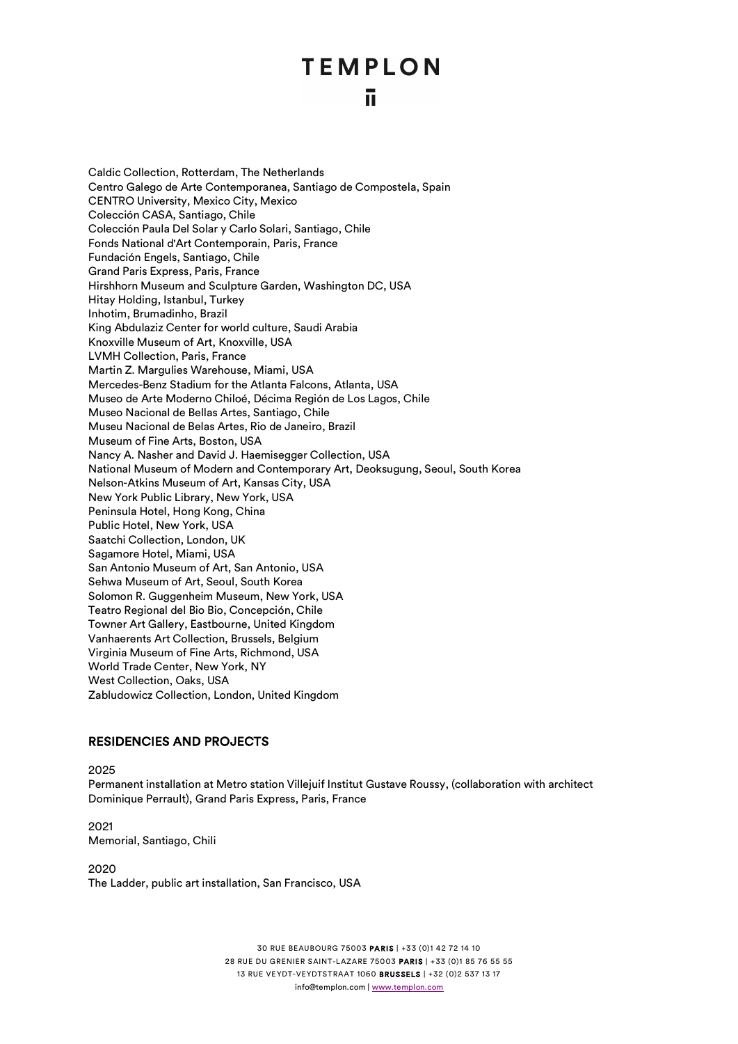Caldic Collection, Rotterdam, The Netherlands
Centro Galego de Arte Contemporanea, Santiago de Compostela, Spain
CENTRO University, Mexico City, Mexico
Colección CASA, Santiago, Chile
Colección Paula Del Solar y Carlo Solari, Santiago, Chile
Fonds National d'Art Contemporain, Paris, France
Fundación Engels, Santiago, Chile
Grand Paris Express, Paris, France
Hirshhorn Museum and Sculpture Garden, Washington DC, USA
Hitay Holding, Istanbul, Turkey
Inhotim, Brumadinho, Brazil
King Abdulaziz Center for world culture, Saudi Arabia
Knoxville Museum of Art, Knoxville, USA
LVMH Collection, Paris, France
Martin Z. Margulies Warehouse, Miami, USA
Mercedes-Benz Stadium for the Atlanta Falcons, Atlanta, USA
Museo de Arte Moderno Chiloé, Décima Región de Los Lagos, Chile
Museo Nacional de Bellas Artes, Santiago, Chile
Museu Nacional de Belas Artes, Rio de Janeiro, Brazil
Museum of Fine Arts, Boston, USA
Nancy A. Nasher and David J. Haemisegger Collection, USA
National Museum of Modern and Contemporary Art, Deoksugung, Seoul, South Korea
Nelson-Atkins Museum of Art, Kansas City, USA
New York Public Library, New York, USA
Peninsula Hotel, Hong Kong, China
Public Hotel, New York, USA
Saatchi Collection, London, UK
Sagamore Hotel, Miami, USA
San Antonio Museum of Art, San Antonio, USA
Sehwa Museum of Art, Seoul, South Korea
Solomon R. Guggenheim Museum, New York, USA
Teatro Regional del Bio Bio, Concepción, Chile
Towner Art Gallery, Eastbourne, United Kingdom
Vanhaerents Art Collection, Brussels, Belgium
Virginia Museum of Fine Arts, Richmond, USA
World Trade Center, New York, NY
West Collection, Oaks, USA
Zabludowicz Collection, London, United Kingdom

## RESIDENCIES AND PROJECTS

2025
Permanent installation at Metro station Villejuif Institut Gustave Roussy, (collaboration with architect Dominique Perrault), Grand Paris Express, Paris, France

2021
Memorial, Santiago, Chili

2020
The Ladder, public art installation, San Francisco, USA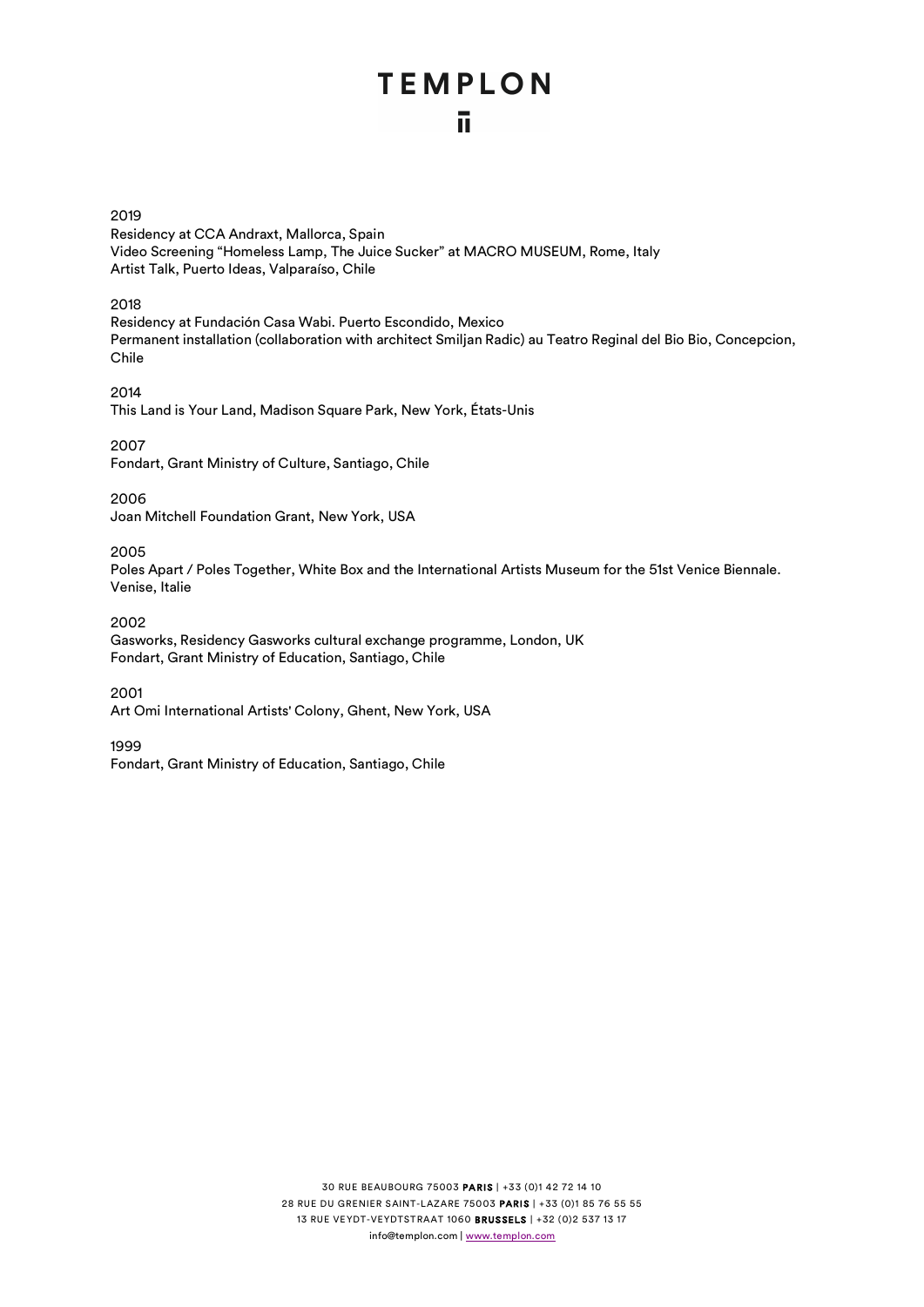2019

Residency at CCA Andraxt, Mallorca, Spain
Video Screening "Homeless Lamp, The Juice Sucker" at MACRO MUSEUM, Rome, Italy
Artist Talk, Puerto Ideas, Valparaíso, Chile

2018

Residency at Fundación Casa Wabi. Puerto Escondido, Mexico
Permanent installation (collaboration with architect Smiljan Radic) au Teatro Reginal del Bio Bio, Concepcion, Chile

2014

This Land is Your Land, Madison Square Park, New York, États-Unis

2007

Fondart, Grant Ministry of Culture, Santiago, Chile

2006

Joan Mitchell Foundation Grant, New York, USA

2005

Poles Apart / Poles Together, White Box and the International Artists Museum for the 51st Venice Biennale. Venise, Italie

2002

Gasworks, Residency Gasworks cultural exchange programme, London, UK
Fondart, Grant Ministry of Education, Santiago, Chile

2001

Art Omi International Artists' Colony, Ghent, New York, USA

1999

Fondart, Grant Ministry of Education, Santiago, Chile